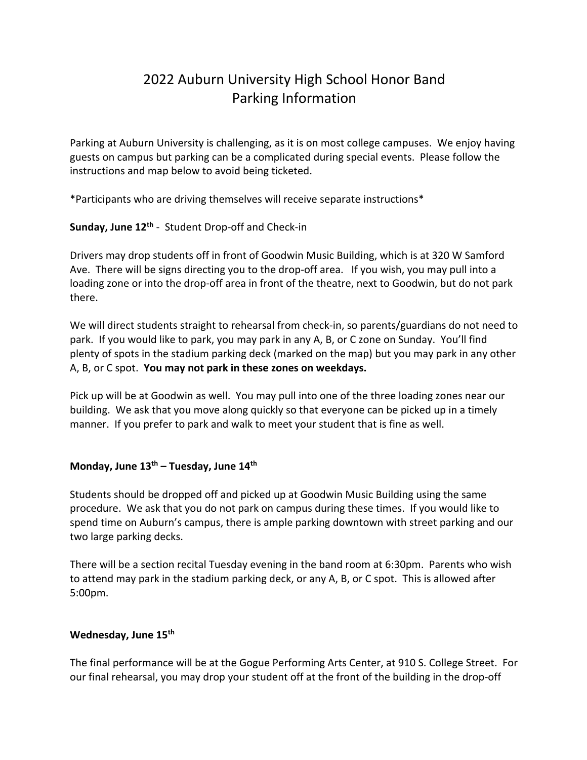# 2022 Auburn University High School Honor Band
# Parking Information

Parking at Auburn University is challenging, as it is on most college campuses. We enjoy having guests on campus but parking can be a complicated during special events. Please follow the instructions and map below to avoid being ticketed.

*Participants who are driving themselves will receive separate instructions*

**Sunday, June 12th** - Student Drop-off and Check-in

Drivers may drop students off in front of Goodwin Music Building, which is at 320 W Samford Ave. There will be signs directing you to the drop-off area. If you wish, you may pull into a loading zone or into the drop-off area in front of the theatre, next to Goodwin, but do not park there.

We will direct students straight to rehearsal from check-in, so parents/guardians do not need to park. If you would like to park, you may park in any A, B, or C zone on Sunday. You'll find plenty of spots in the stadium parking deck (marked on the map) but you may park in any other A, B, or C spot. **You may not park in these zones on weekdays.**

Pick up will be at Goodwin as well. You may pull into one of the three loading zones near our building. We ask that you move along quickly so that everyone can be picked up in a timely manner. If you prefer to park and walk to meet your student that is fine as well.

**Monday, June 13th – Tuesday, June 14th**

Students should be dropped off and picked up at Goodwin Music Building using the same procedure. We ask that you do not park on campus during these times. If you would like to spend time on Auburn's campus, there is ample parking downtown with street parking and our two large parking decks.

There will be a section recital Tuesday evening in the band room at 6:30pm. Parents who wish to attend may park in the stadium parking deck, or any A, B, or C spot. This is allowed after 5:00pm.

**Wednesday, June 15th**

The final performance will be at the Gogue Performing Arts Center, at 910 S. College Street. For our final rehearsal, you may drop your student off at the front of the building in the drop-off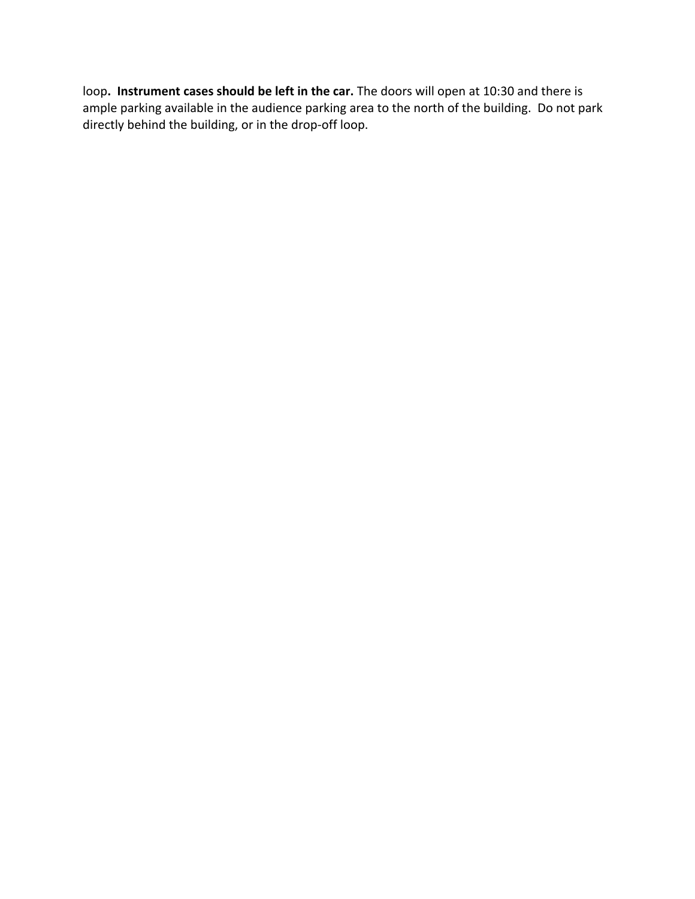loop**. Instrument cases should be left in the car.** The doors will open at 10:30 and there is ample parking available in the audience parking area to the north of the building. Do not park directly behind the building, or in the drop-off loop.